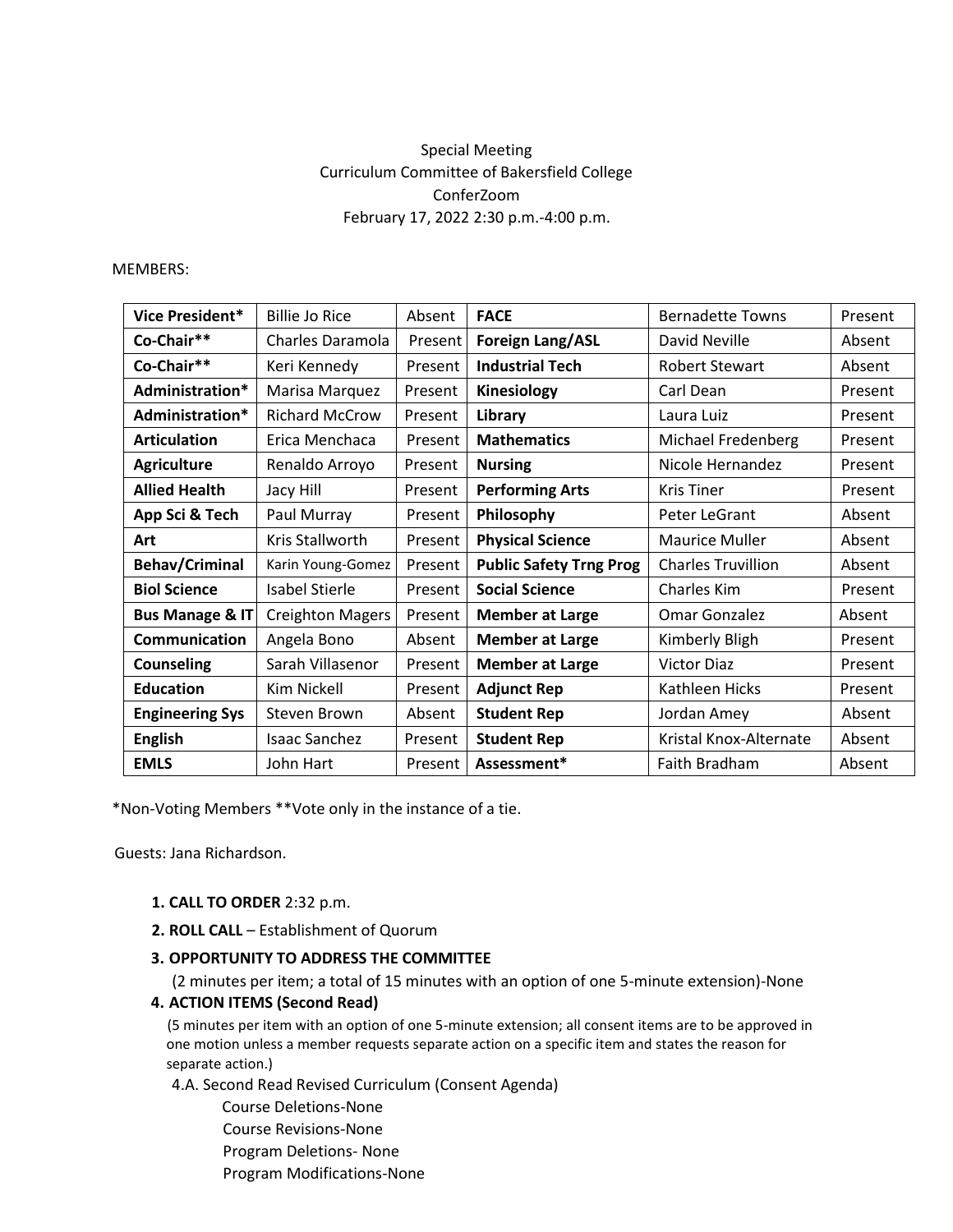Special Meeting
Curriculum Committee of Bakersfield College
ConferZoom
February 17, 2022 2:30 p.m.-4:00 p.m.

MEMBERS:

| | | | | | |
|---|---|---|---|---|---|
| **Vice President*** | Billie Jo Rice | Absent | **FACE** | Bernadette Towns | Present |
| **Co-Chair**** | Charles Daramola | Present | **Foreign Lang/ASL** | David Neville | Absent |
| **Co-Chair**** | Keri Kennedy | Present | **Industrial Tech** | Robert Stewart | Absent |
| **Administration*** | Marisa Marquez | Present | **Kinesiology** | Carl Dean | Present |
| **Administration*** | Richard McCrow | Present | **Library** | Laura Luiz | Present |
| **Articulation** | Erica Menchaca | Present | **Mathematics** | Michael Fredenberg | Present |
| **Agriculture** | Renaldo Arroyo | Present | **Nursing** | Nicole Hernandez | Present |
| **Allied Health** | Jacy Hill | Present | **Performing Arts** | Kris Tiner | Present |
| **App Sci & Tech** | Paul Murray | Present | **Philosophy** | Peter LeGrant | Absent |
| **Art** | Kris Stallworth | Present | **Physical Science** | Maurice Muller | Absent |
| **Behav/Criminal** | Karin Young-Gomez | Present | **Public Safety Trng Prog** | Charles Truvillion | Absent |
| **Biol Science** | Isabel Stierle | Present | **Social Science** | Charles Kim | Present |
| **Bus Manage & IT** | Creighton Magers | Present | **Member at Large** | Omar Gonzalez | Absent |
| **Communication** | Angela Bono | Absent | **Member at Large** | Kimberly Bligh | Present |
| **Counseling** | Sarah Villasenor | Present | **Member at Large** | Victor Diaz | Present |
| **Education** | Kim Nickell | Present | **Adjunct Rep** | Kathleen Hicks | Present |
| **Engineering Sys** | Steven Brown | Absent | **Student Rep** | Jordan Amey | Absent |
| **English** | Isaac Sanchez | Present | **Student Rep** | Kristal Knox-Alternate | Absent |
| **EMLS** | John Hart | Present | **Assessment*** | Faith Bradham | Absent |

*Non-Voting Members **Vote only in the instance of a tie.

Guests: Jana Richardson.

1. **CALL TO ORDER** 2:32 p.m.
2. **ROLL CALL** – Establishment of Quorum
3. **OPPORTUNITY TO ADDRESS THE COMMITTEE**
   (2 minutes per item; a total of 15 minutes with an option of one 5-minute extension)-None
4. **ACTION ITEMS (Second Read)**
   (5 minutes per item with an option of one 5-minute extension; all consent items are to be approved in one motion unless a member requests separate action on a specific item and states the reason for separate action.)
   4.A. Second Read Revised Curriculum (Consent Agenda)
      Course Deletions-None
      Course Revisions-None
      Program Deletions- None
      Program Modifications-None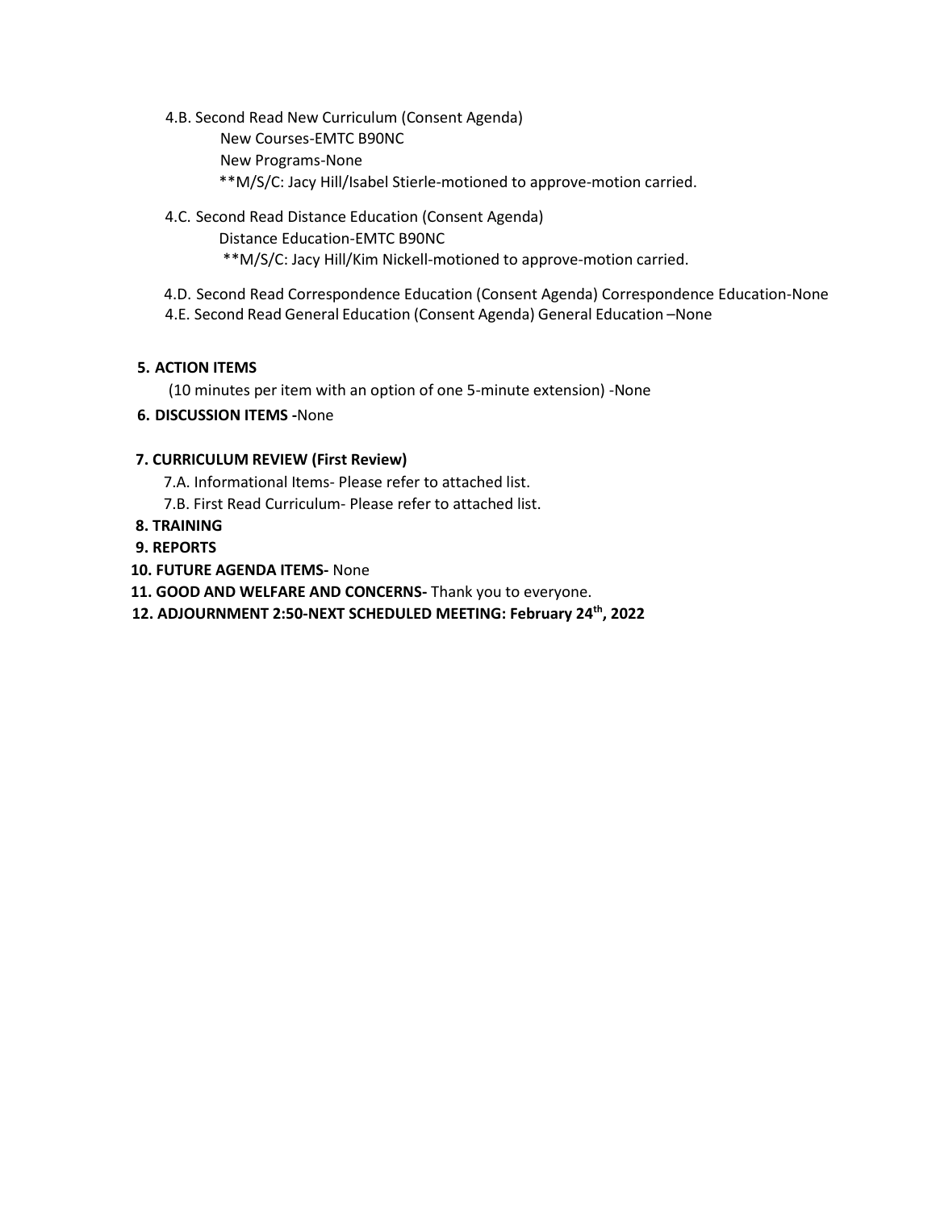4.B. Second Read New Curriculum (Consent Agenda)

New Courses-EMTC B90NC

New Programs-None

**M/S/C: Jacy Hill/Isabel Stierle-motioned to approve-motion carried.

4.C. Second Read Distance Education (Consent Agenda)

Distance Education-EMTC B90NC

**M/S/C: Jacy Hill/Kim Nickell-motioned to approve-motion carried.

4.D. Second Read Correspondence Education (Consent Agenda) Correspondence Education-None

4.E. Second Read General Education (Consent Agenda) General Education –None

**5. ACTION ITEMS**

(10 minutes per item with an option of one 5-minute extension) -None

**6. DISCUSSION ITEMS -**None

**7. CURRICULUM REVIEW (First Review)**

7.A. Informational Items- Please refer to attached list.

7.B. First Read Curriculum- Please refer to attached list.

**8. TRAINING**

**9. REPORTS**

**10. FUTURE AGENDA ITEMS-** None

**11. GOOD AND WELFARE AND CONCERNS-** Thank you to everyone.

**12. ADJOURNMENT 2:50-NEXT SCHEDULED MEETING: February 24th, 2022**